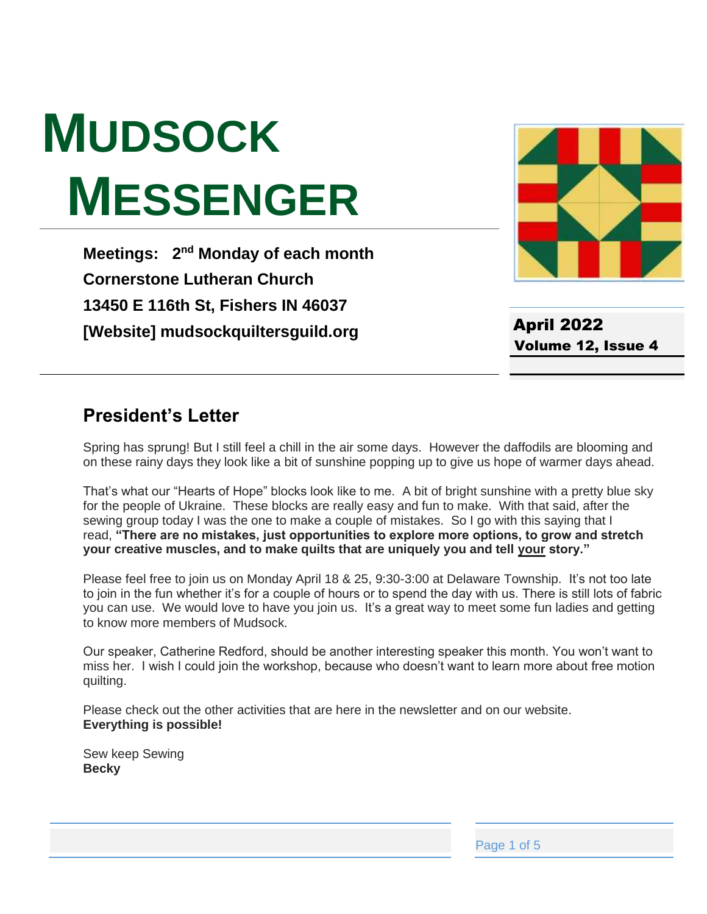# MUDSOCK MESSENGER

**Meetings: 2nd Monday of each month**
**Cornerstone Lutheran Church**
**13450 E 116th St, Fishers IN 46037**
**[Website] mudsockquiltersguild.org**

**April 2022**
**Volume 12, Issue 4**

## President's Letter

Spring has sprung! But I still feel a chill in the air some days. However the daffodils are blooming and on these rainy days they look like a bit of sunshine popping up to give us hope of warmer days ahead.

That's what our "Hearts of Hope" blocks look like to me. A bit of bright sunshine with a pretty blue sky for the people of Ukraine. These blocks are really easy and fun to make. With that said, after the sewing group today I was the one to make a couple of mistakes. So I go with this saying that I read, **"There are no mistakes, just opportunities to explore more options, to grow and stretch your creative muscles, and to make quilts that are uniquely you and tell your story."**

Please feel free to join us on Monday April 18 & 25, 9:30-3:00 at Delaware Township. It's not too late to join in the fun whether it's for a couple of hours or to spend the day with us. There is still lots of fabric you can use. We would love to have you join us. It's a great way to meet some fun ladies and getting to know more members of Mudsock.

Our speaker, Catherine Redford, should be another interesting speaker this month. You won't want to miss her. I wish I could join the workshop, because who doesn't want to learn more about free motion quilting.

Please check out the other activities that are here in the newsletter and on our website.
**Everything is possible!**

Sew keep Sewing
**Becky**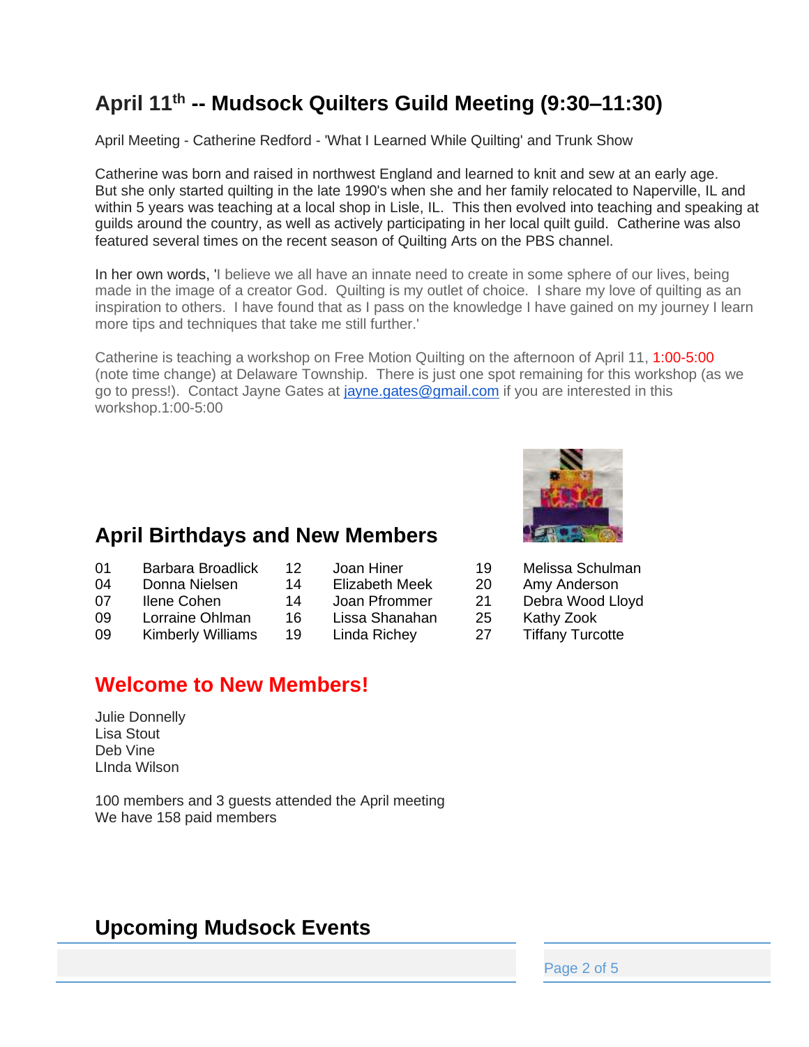## April 11th -- Mudsock Quilters Guild Meeting (9:30–11:30)

April Meeting - Catherine Redford - 'What I Learned While Quilting' and Trunk Show

Catherine was born and raised in northwest England and learned to knit and sew at an early age. But she only started quilting in the late 1990's when she and her family relocated to Naperville, IL and within 5 years was teaching at a local shop in Lisle, IL. This then evolved into teaching and speaking at guilds around the country, as well as actively participating in her local quilt guild. Catherine was also featured several times on the recent season of Quilting Arts on the PBS channel.

In her own words, 'I believe we all have an innate need to create in some sphere of our lives, being made in the image of a creator God. Quilting is my outlet of choice. I share my love of quilting as an inspiration to others. I have found that as I pass on the knowledge I have gained on my journey I learn more tips and techniques that take me still further.'

Catherine is teaching a workshop on Free Motion Quilting on the afternoon of April 11, 1:00-5:00 (note time change) at Delaware Township. There is just one spot remaining for this workshop (as we go to press!). Contact Jayne Gates at jayne.gates@gmail.com if you are interested in this workshop.1:00-5:00

## April Birthdays and New Members

| | | | | | |
|---|---|---|---|---|---|
| 01 | Barbara Broadlick | 12 | Joan Hiner | 19 | Melissa Schulman |
| 04 | Donna Nielsen | 14 | Elizabeth Meek | 20 | Amy Anderson |
| 07 | Ilene Cohen | 14 | Joan Pfrommer | 21 | Debra Wood Lloyd |
| 09 | Lorraine Ohlman | 16 | Lissa Shanahan | 25 | Kathy Zook |
| 09 | Kimberly Williams | 19 | Linda Richey | 27 | Tiffany Turcotte |

## Welcome to New Members!

Julie Donnelly
Lisa Stout
Deb Vine
LInda Wilson

100 members and 3 guests attended the April meeting
We have 158 paid members

## Upcoming Mudsock Events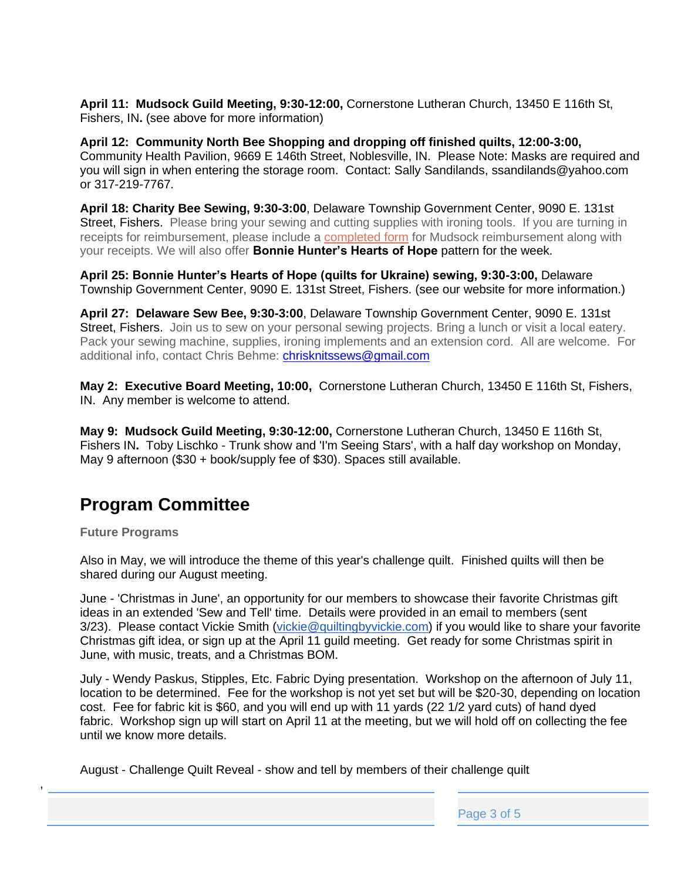**April 11: Mudsock Guild Meeting, 9:30-12:00,** Cornerstone Lutheran Church, 13450 E 116th St, Fishers, IN**.** (see above for more information)

**April 12: Community North Bee Shopping and dropping off finished quilts, 12:00-3:00,** Community Health Pavilion, 9669 E 146th Street, Noblesville, IN. Please Note: Masks are required and you will sign in when entering the storage room. Contact: Sally Sandilands, ssandilands@yahoo.com or 317-219-7767.

**April 18: Charity Bee Sewing, 9:30-3:00**, Delaware Township Government Center, 9090 E. 131st Street, Fishers. Please bring your sewing and cutting supplies with ironing tools. If you are turning in receipts for reimbursement, please include a completed form for Mudsock reimbursement along with your receipts. We will also offer **Bonnie Hunter's Hearts of Hope** pattern for the week.

**April 25: Bonnie Hunter's Hearts of Hope (quilts for Ukraine) sewing, 9:30-3:00,** Delaware Township Government Center, 9090 E. 131st Street, Fishers. (see our website for more information.)

**April 27: Delaware Sew Bee, 9:30-3:00**, Delaware Township Government Center, 9090 E. 131st Street, Fishers. Join us to sew on your personal sewing projects. Bring a lunch or visit a local eatery. Pack your sewing machine, supplies, ironing implements and an extension cord. All are welcome. For additional info, contact Chris Behme: chrisknitssews@gmail.com

**May 2: Executive Board Meeting, 10:00,** Cornerstone Lutheran Church, 13450 E 116th St, Fishers, IN. Any member is welcome to attend.

**May 9: Mudsock Guild Meeting, 9:30-12:00,** Cornerstone Lutheran Church, 13450 E 116th St, Fishers IN**.** Toby Lischko - Trunk show and 'I'm Seeing Stars', with a half day workshop on Monday, May 9 afternoon ($30 + book/supply fee of $30). Spaces still available.

## Program Committee

**Future Programs**

Also in May, we will introduce the theme of this year's challenge quilt. Finished quilts will then be shared during our August meeting.

June - 'Christmas in June', an opportunity for our members to showcase their favorite Christmas gift ideas in an extended 'Sew and Tell' time. Details were provided in an email to members (sent 3/23). Please contact Vickie Smith (vickie@quiltingbyvickie.com) if you would like to share your favorite Christmas gift idea, or sign up at the April 11 guild meeting. Get ready for some Christmas spirit in June, with music, treats, and a Christmas BOM.

July - Wendy Paskus, Stipples, Etc. Fabric Dying presentation. Workshop on the afternoon of July 11, location to be determined. Fee for the workshop is not yet set but will be $20-30, depending on location cost. Fee for fabric kit is $60, and you will end up with 11 yards (22 1/2 yard cuts) of hand dyed fabric. Workshop sign up will start on April 11 at the meeting, but we will hold off on collecting the fee until we know more details.

August - Challenge Quilt Reveal - show and tell by members of their challenge quilt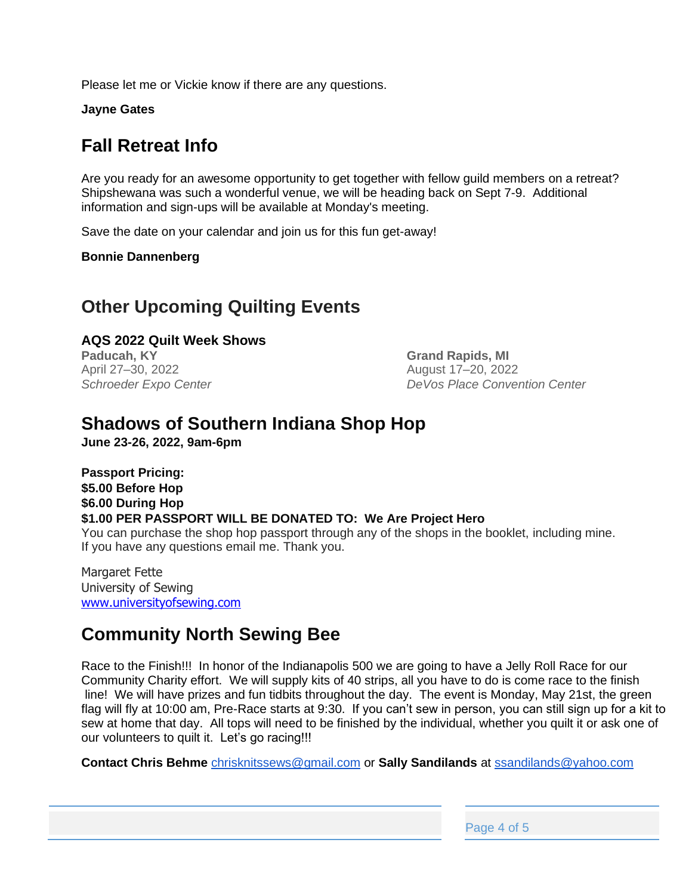Please let me or Vickie know if there are any questions.

**Jayne Gates**

## Fall Retreat Info

Are you ready for an awesome opportunity to get together with fellow guild members on a retreat? Shipshewana was such a wonderful venue, we will be heading back on Sept 7-9. Additional information and sign-ups will be available at Monday's meeting.

Save the date on your calendar and join us for this fun get-away!

**Bonnie Dannenberg**

## Other Upcoming Quilting Events

### AQS 2022 Quilt Week Shows

**Paducah, KY**
April 27–30, 2022
*Schroeder Expo Center*

**Grand Rapids, MI**
August 17–20, 2022
*DeVos Place Convention Center*

## Shadows of Southern Indiana Shop Hop

**June 23-26, 2022, 9am-6pm**

**Passport Pricing:**
**$5.00 Before Hop**
**$6.00 During Hop**
**$1.00 PER PASSPORT WILL BE DONATED TO: We Are Project Hero**
You can purchase the shop hop passport through any of the shops in the booklet, including mine. If you have any questions email me. Thank you.

Margaret Fette
University of Sewing
[www.universityofsewing.com](http://www.universityofsewing.com)

## Community North Sewing Bee

Race to the Finish!!! In honor of the Indianapolis 500 we are going to have a Jelly Roll Race for our Community Charity effort. We will supply kits of 40 strips, all you have to do is come race to the finish line! We will have prizes and fun tidbits throughout the day. The event is Monday, May 21st, the green flag will fly at 10:00 am, Pre-Race starts at 9:30. If you can't sew in person, you can still sign up for a kit to sew at home that day. All tops will need to be finished by the individual, whether you quilt it or ask one of our volunteers to quilt it. Let's go racing!!!

**Contact Chris Behme** chrisknitssews@gmail.com or **Sally Sandilands** at ssandilands@yahoo.com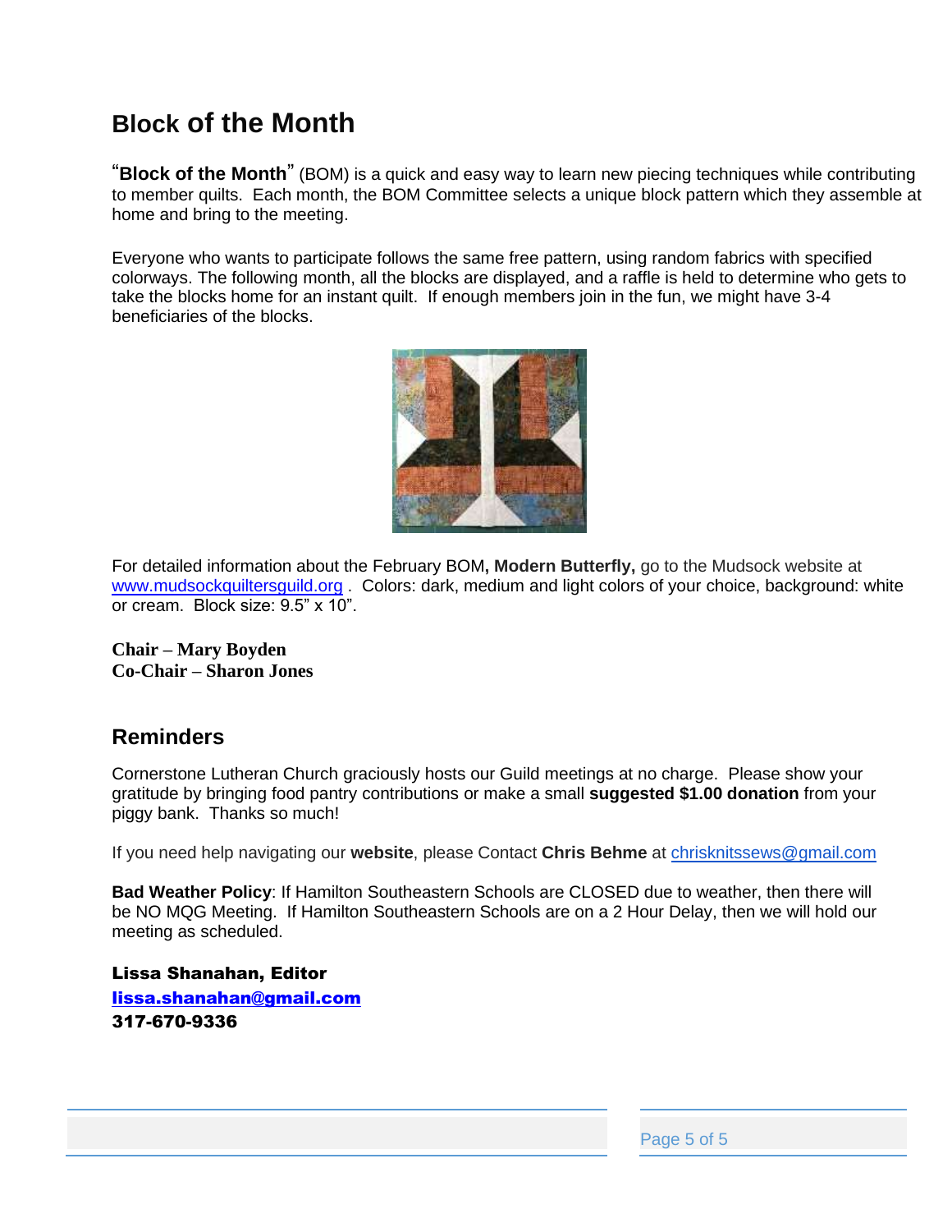## Block of the Month

"**Block of the Month**" (BOM) is a quick and easy way to learn new piecing techniques while contributing to member quilts. Each month, the BOM Committee selects a unique block pattern which they assemble at home and bring to the meeting.

Everyone who wants to participate follows the same free pattern, using random fabrics with specified colorways. The following month, all the blocks are displayed, and a raffle is held to determine who gets to take the blocks home for an instant quilt. If enough members join in the fun, we might have 3-4 beneficiaries of the blocks.

For detailed information about the February BOM**, Modern Butterfly,** go to the Mudsock website at www.mudsockquiltersguild.org . Colors: dark, medium and light colors of your choice, background: white or cream. Block size: 9.5" x 10".

**Chair – Mary Boyden**
**Co-Chair – Sharon Jones**

## Reminders

Cornerstone Lutheran Church graciously hosts our Guild meetings at no charge. Please show your gratitude by bringing food pantry contributions or make a small **suggested $1.00 donation** from your piggy bank. Thanks so much!

If you need help navigating our **website**, please Contact **Chris Behme** at chrisknitssews@gmail.com

**Bad Weather Policy**: If Hamilton Southeastern Schools are CLOSED due to weather, then there will be NO MQG Meeting. If Hamilton Southeastern Schools are on a 2 Hour Delay, then we will hold our meeting as scheduled.

**Lissa Shanahan, Editor**
**lissa.shanahan@gmail.com**
**317-670-9336**